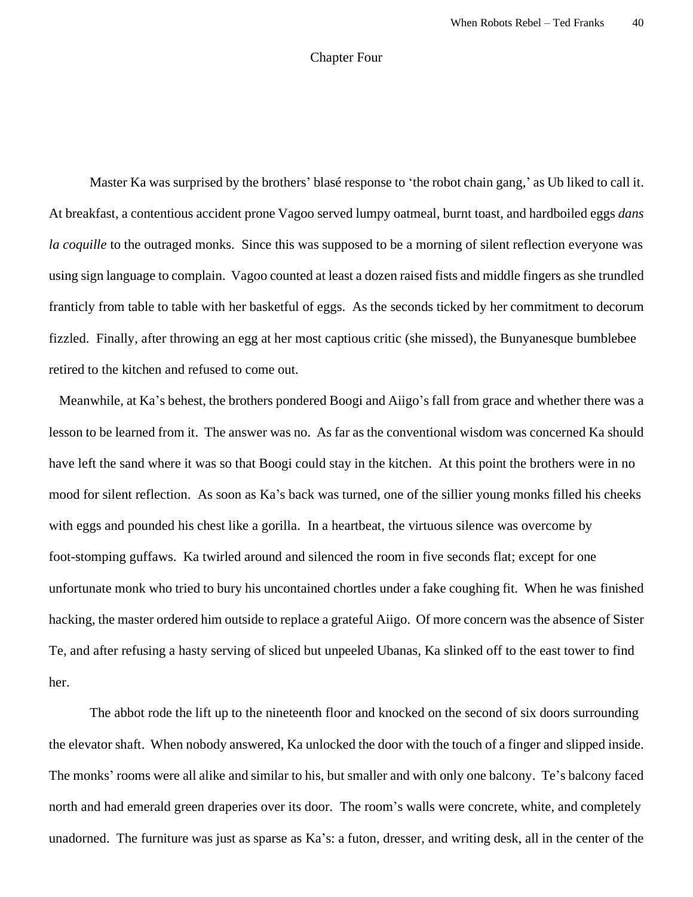# Chapter Four

Master Ka was surprised by the brothers' blasé response to 'the robot chain gang,' as Ub liked to call it. At breakfast, a contentious accident prone Vagoo served lumpy oatmeal, burnt toast, and hardboiled eggs *dans la coquille* to the outraged monks. Since this was supposed to be a morning of silent reflection everyone was using sign language to complain. Vagoo counted at least a dozen raised fists and middle fingers as she trundled franticly from table to table with her basketful of eggs. As the seconds ticked by her commitment to decorum fizzled. Finally, after throwing an egg at her most captious critic (she missed), the Bunyanesque bumblebee retired to the kitchen and refused to come out.

Meanwhile, at Ka's behest, the brothers pondered Boogi and Aiigo's fall from grace and whether there was a lesson to be learned from it. The answer was no. As far as the conventional wisdom was concerned Ka should have left the sand where it was so that Boogi could stay in the kitchen. At this point the brothers were in no mood for silent reflection. As soon as Ka's back was turned, one of the sillier young monks filled his cheeks with eggs and pounded his chest like a gorilla. In a heartbeat, the virtuous silence was overcome by foot-stomping guffaws. Ka twirled around and silenced the room in five seconds flat; except for one unfortunate monk who tried to bury his uncontained chortles under a fake coughing fit. When he was finished hacking, the master ordered him outside to replace a grateful Aiigo. Of more concern was the absence of Sister Te, and after refusing a hasty serving of sliced but unpeeled Ubanas, Ka slinked off to the east tower to find her.

The abbot rode the lift up to the nineteenth floor and knocked on the second of six doors surrounding the elevator shaft. When nobody answered, Ka unlocked the door with the touch of a finger and slipped inside. The monks' rooms were all alike and similar to his, but smaller and with only one balcony. Te's balcony faced north and had emerald green draperies over its door. The room's walls were concrete, white, and completely unadorned. The furniture was just as sparse as Ka's: a futon, dresser, and writing desk, all in the center of the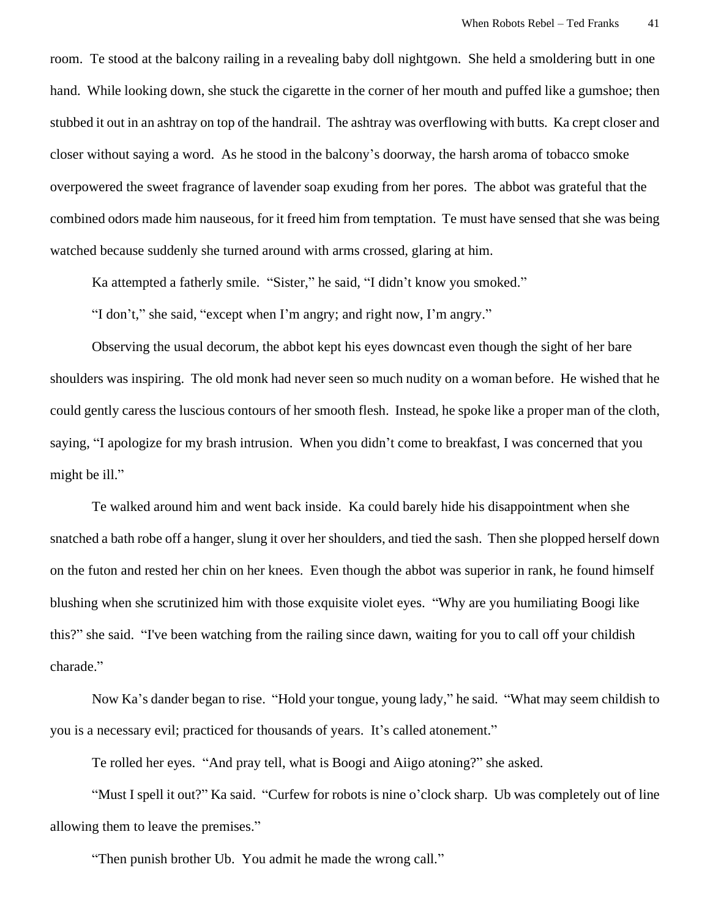room. Te stood at the balcony railing in a revealing baby doll nightgown. She held a smoldering butt in one hand. While looking down, she stuck the cigarette in the corner of her mouth and puffed like a gumshoe; then stubbed it out in an ashtray on top of the handrail. The ashtray was overflowing with butts. Ka crept closer and closer without saying a word. As he stood in the balcony's doorway, the harsh aroma of tobacco smoke overpowered the sweet fragrance of lavender soap exuding from her pores. The abbot was grateful that the combined odors made him nauseous, for it freed him from temptation. Te must have sensed that she was being watched because suddenly she turned around with arms crossed, glaring at him.

Ka attempted a fatherly smile. "Sister," he said, "I didn't know you smoked."

"I don't," she said, "except when I'm angry; and right now, I'm angry."

Observing the usual decorum, the abbot kept his eyes downcast even though the sight of her bare shoulders was inspiring. The old monk had never seen so much nudity on a woman before. He wished that he could gently caress the luscious contours of her smooth flesh. Instead, he spoke like a proper man of the cloth, saying, "I apologize for my brash intrusion. When you didn't come to breakfast, I was concerned that you might be ill."

Te walked around him and went back inside. Ka could barely hide his disappointment when she snatched a bath robe off a hanger, slung it over her shoulders, and tied the sash. Then she plopped herself down on the futon and rested her chin on her knees. Even though the abbot was superior in rank, he found himself blushing when she scrutinized him with those exquisite violet eyes. "Why are you humiliating Boogi like this?" she said. "I've been watching from the railing since dawn, waiting for you to call off your childish charade."

Now Ka's dander began to rise. "Hold your tongue, young lady," he said. "What may seem childish to you is a necessary evil; practiced for thousands of years. It's called atonement."

Te rolled her eyes. "And pray tell, what is Boogi and Aiigo atoning?" she asked.

"Must I spell it out?" Ka said. "Curfew for robots is nine o'clock sharp. Ub was completely out of line allowing them to leave the premises."

"Then punish brother Ub. You admit he made the wrong call."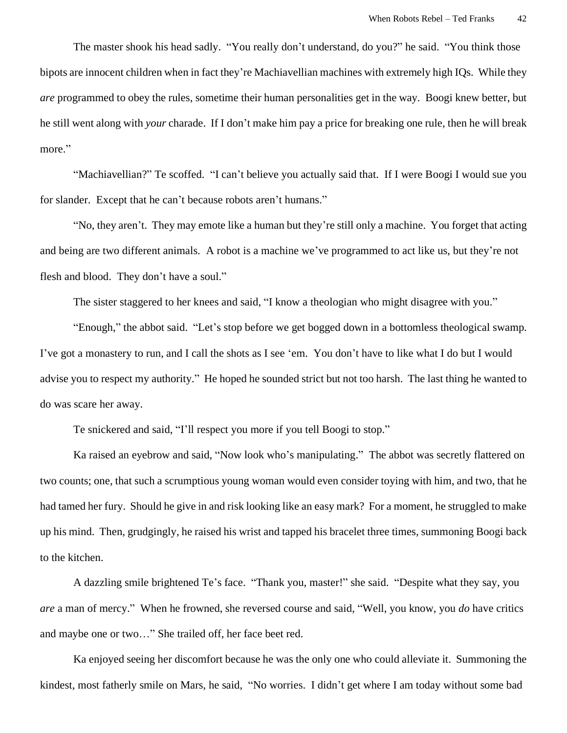The master shook his head sadly. "You really don't understand, do you?" he said. "You think those bipots are innocent children when in fact they're Machiavellian machines with extremely high IQs. While they *are* programmed to obey the rules, sometime their human personalities get in the way. Boogi knew better, but he still went along with *your* charade. If I don't make him pay a price for breaking one rule, then he will break more."

"Machiavellian?" Te scoffed. "I can't believe you actually said that. If I were Boogi I would sue you for slander. Except that he can't because robots aren't humans."

"No, they aren't. They may emote like a human but they're still only a machine. You forget that acting and being are two different animals. A robot is a machine we've programmed to act like us, but they're not flesh and blood. They don't have a soul."

The sister staggered to her knees and said, "I know a theologian who might disagree with you."

"Enough," the abbot said. "Let's stop before we get bogged down in a bottomless theological swamp. I've got a monastery to run, and I call the shots as I see 'em. You don't have to like what I do but I would advise you to respect my authority." He hoped he sounded strict but not too harsh. The last thing he wanted to do was scare her away.

Te snickered and said, "I'll respect you more if you tell Boogi to stop."

Ka raised an eyebrow and said, "Now look who's manipulating." The abbot was secretly flattered on two counts; one, that such a scrumptious young woman would even consider toying with him, and two, that he had tamed her fury. Should he give in and risk looking like an easy mark? For a moment, he struggled to make up his mind. Then, grudgingly, he raised his wrist and tapped his bracelet three times, summoning Boogi back to the kitchen.

A dazzling smile brightened Te's face. "Thank you, master!" she said. "Despite what they say, you *are* a man of mercy." When he frowned, she reversed course and said, "Well, you know, you *do* have critics and maybe one or two…" She trailed off, her face beet red.

Ka enjoyed seeing her discomfort because he was the only one who could alleviate it. Summoning the kindest, most fatherly smile on Mars, he said, "No worries. I didn't get where I am today without some bad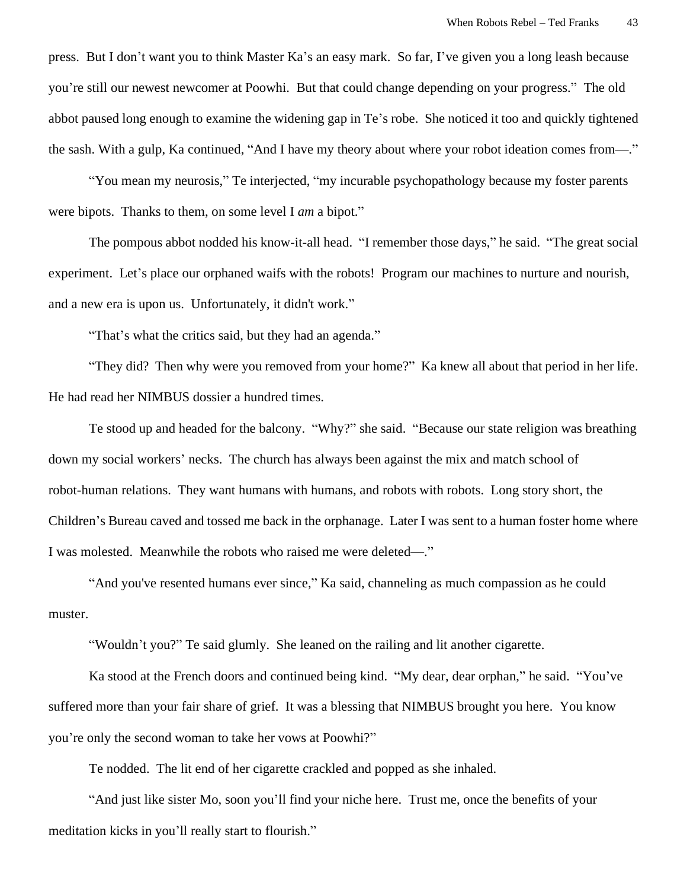press. But I don't want you to think Master Ka's an easy mark. So far, I've given you a long leash because you're still our newest newcomer at Poowhi. But that could change depending on your progress." The old abbot paused long enough to examine the widening gap in Te's robe. She noticed it too and quickly tightened the sash. With a gulp, Ka continued, "And I have my theory about where your robot ideation comes from—."

"You mean my neurosis," Te interjected, "my incurable psychopathology because my foster parents were bipots. Thanks to them, on some level I *am* a bipot."

The pompous abbot nodded his know-it-all head. "I remember those days," he said. "The great social experiment. Let's place our orphaned waifs with the robots! Program our machines to nurture and nourish, and a new era is upon us. Unfortunately, it didn't work."

"That's what the critics said, but they had an agenda."

"They did? Then why were you removed from your home?" Ka knew all about that period in her life. He had read her NIMBUS dossier a hundred times.

Te stood up and headed for the balcony. "Why?" she said. "Because our state religion was breathing down my social workers' necks. The church has always been against the mix and match school of robot-human relations. They want humans with humans, and robots with robots. Long story short, the Children's Bureau caved and tossed me back in the orphanage. Later I was sent to a human foster home where I was molested. Meanwhile the robots who raised me were deleted—."

"And you've resented humans ever since," Ka said, channeling as much compassion as he could muster.

"Wouldn't you?" Te said glumly. She leaned on the railing and lit another cigarette.

Ka stood at the French doors and continued being kind. "My dear, dear orphan," he said. "You've suffered more than your fair share of grief. It was a blessing that NIMBUS brought you here. You know you're only the second woman to take her vows at Poowhi?"

Te nodded. The lit end of her cigarette crackled and popped as she inhaled.

"And just like sister Mo, soon you'll find your niche here. Trust me, once the benefits of your meditation kicks in you'll really start to flourish."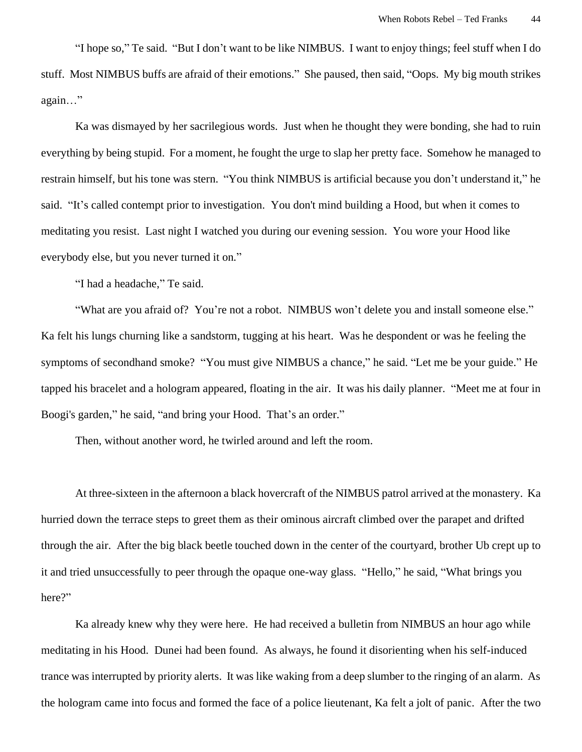"I hope so," Te said. "But I don't want to be like NIMBUS. I want to enjoy things; feel stuff when I do stuff. Most NIMBUS buffs are afraid of their emotions." She paused, then said, "Oops. My big mouth strikes again…"

Ka was dismayed by her sacrilegious words. Just when he thought they were bonding, she had to ruin everything by being stupid. For a moment, he fought the urge to slap her pretty face. Somehow he managed to restrain himself, but his tone was stern. "You think NIMBUS is artificial because you don't understand it," he said. "It's called contempt prior to investigation. You don't mind building a Hood, but when it comes to meditating you resist. Last night I watched you during our evening session. You wore your Hood like everybody else, but you never turned it on."

"I had a headache," Te said.

"What are you afraid of? You're not a robot. NIMBUS won't delete you and install someone else." Ka felt his lungs churning like a sandstorm, tugging at his heart. Was he despondent or was he feeling the symptoms of secondhand smoke? "You must give NIMBUS a chance," he said. "Let me be your guide." He tapped his bracelet and a hologram appeared, floating in the air. It was his daily planner. "Meet me at four in Boogi's garden," he said, "and bring your Hood. That's an order."

Then, without another word, he twirled around and left the room.

At three-sixteen in the afternoon a black hovercraft of the NIMBUS patrol arrived at the monastery. Ka hurried down the terrace steps to greet them as their ominous aircraft climbed over the parapet and drifted through the air. After the big black beetle touched down in the center of the courtyard, brother Ub crept up to it and tried unsuccessfully to peer through the opaque one-way glass. "Hello," he said, "What brings you here?"

Ka already knew why they were here. He had received a bulletin from NIMBUS an hour ago while meditating in his Hood. Dunei had been found. As always, he found it disorienting when his self-induced trance was interrupted by priority alerts. It was like waking from a deep slumber to the ringing of an alarm. As the hologram came into focus and formed the face of a police lieutenant, Ka felt a jolt of panic. After the two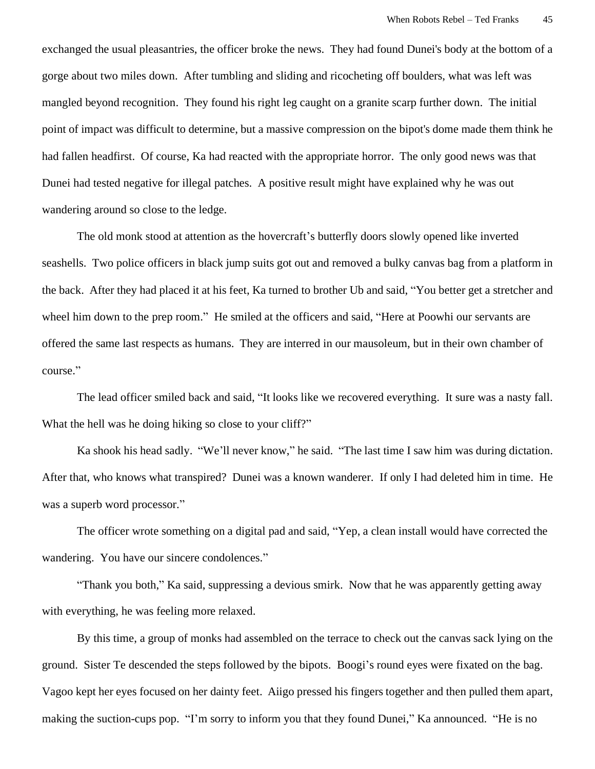exchanged the usual pleasantries, the officer broke the news. They had found Dunei's body at the bottom of a gorge about two miles down. After tumbling and sliding and ricocheting off boulders, what was left was mangled beyond recognition. They found his right leg caught on a granite scarp further down. The initial point of impact was difficult to determine, but a massive compression on the bipot's dome made them think he had fallen headfirst. Of course, Ka had reacted with the appropriate horror. The only good news was that Dunei had tested negative for illegal patches. A positive result might have explained why he was out wandering around so close to the ledge.

The old monk stood at attention as the hovercraft's butterfly doors slowly opened like inverted seashells. Two police officers in black jump suits got out and removed a bulky canvas bag from a platform in the back. After they had placed it at his feet, Ka turned to brother Ub and said, "You better get a stretcher and wheel him down to the prep room." He smiled at the officers and said, "Here at Poowhi our servants are offered the same last respects as humans. They are interred in our mausoleum, but in their own chamber of course."

The lead officer smiled back and said, "It looks like we recovered everything. It sure was a nasty fall. What the hell was he doing hiking so close to your cliff?"

Ka shook his head sadly. "We'll never know," he said. "The last time I saw him was during dictation. After that, who knows what transpired? Dunei was a known wanderer. If only I had deleted him in time. He was a superb word processor."

The officer wrote something on a digital pad and said, "Yep, a clean install would have corrected the wandering. You have our sincere condolences."

"Thank you both," Ka said, suppressing a devious smirk. Now that he was apparently getting away with everything, he was feeling more relaxed.

By this time, a group of monks had assembled on the terrace to check out the canvas sack lying on the ground. Sister Te descended the steps followed by the bipots. Boogi's round eyes were fixated on the bag. Vagoo kept her eyes focused on her dainty feet. Aiigo pressed his fingers together and then pulled them apart, making the suction-cups pop. "I'm sorry to inform you that they found Dunei," Ka announced. "He is no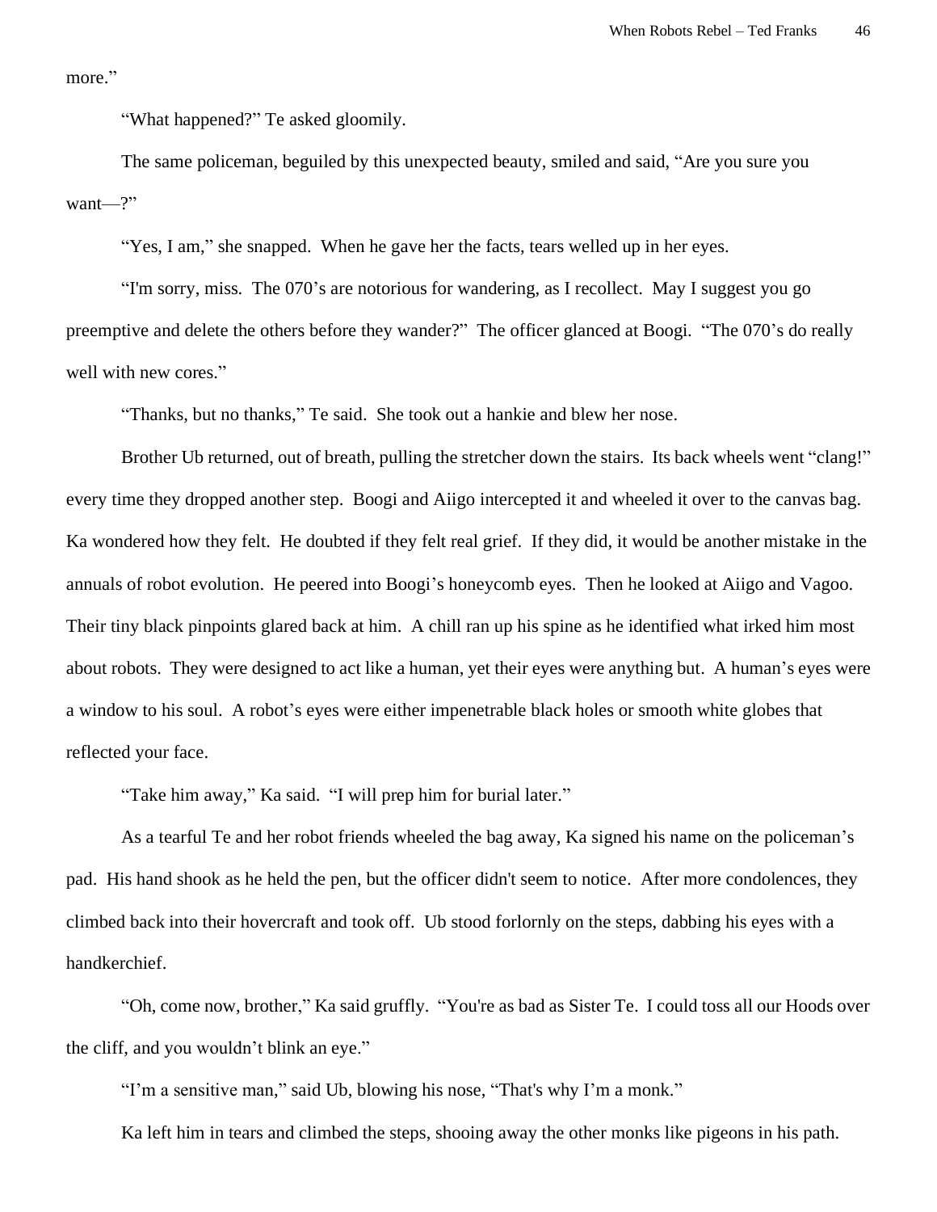more."

"What happened?" Te asked gloomily.

The same policeman, beguiled by this unexpected beauty, smiled and said, "Are you sure you want—?"

"Yes, I am," she snapped. When he gave her the facts, tears welled up in her eyes.

"I'm sorry, miss. The 070's are notorious for wandering, as I recollect. May I suggest you go preemptive and delete the others before they wander?" The officer glanced at Boogi. "The 070's do really well with new cores."

"Thanks, but no thanks," Te said. She took out a hankie and blew her nose.

Brother Ub returned, out of breath, pulling the stretcher down the stairs. Its back wheels went "clang!" every time they dropped another step. Boogi and Aiigo intercepted it and wheeled it over to the canvas bag. Ka wondered how they felt. He doubted if they felt real grief. If they did, it would be another mistake in the annuals of robot evolution. He peered into Boogi's honeycomb eyes. Then he looked at Aiigo and Vagoo. Their tiny black pinpoints glared back at him. A chill ran up his spine as he identified what irked him most about robots. They were designed to act like a human, yet their eyes were anything but. A human's eyes were a window to his soul. A robot's eyes were either impenetrable black holes or smooth white globes that reflected your face.

"Take him away," Ka said. "I will prep him for burial later."

As a tearful Te and her robot friends wheeled the bag away, Ka signed his name on the policeman's pad. His hand shook as he held the pen, but the officer didn't seem to notice. After more condolences, they climbed back into their hovercraft and took off. Ub stood forlornly on the steps, dabbing his eyes with a handkerchief.

"Oh, come now, brother," Ka said gruffly. "You're as bad as Sister Te. I could toss all our Hoods over the cliff, and you wouldn't blink an eye."

"I'm a sensitive man," said Ub, blowing his nose, "That's why I'm a monk."

Ka left him in tears and climbed the steps, shooing away the other monks like pigeons in his path.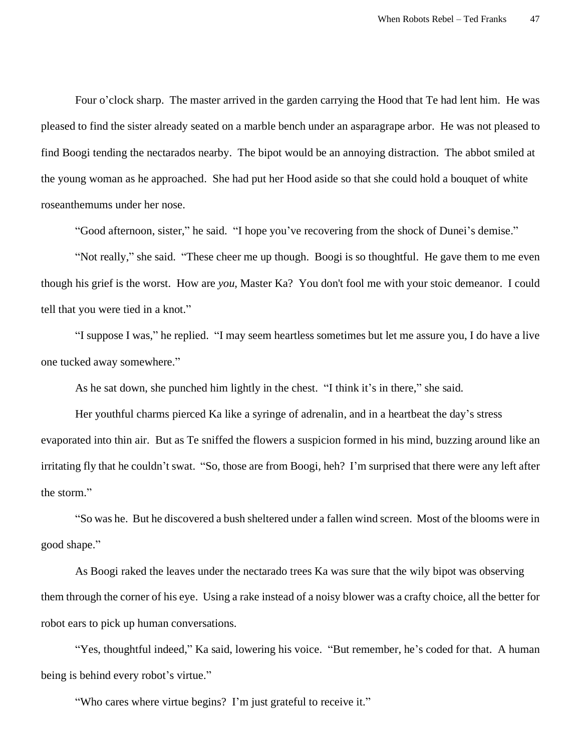Four o'clock sharp. The master arrived in the garden carrying the Hood that Te had lent him. He was pleased to find the sister already seated on a marble bench under an asparagrape arbor. He was not pleased to find Boogi tending the nectarados nearby. The bipot would be an annoying distraction. The abbot smiled at the young woman as he approached. She had put her Hood aside so that she could hold a bouquet of white roseanthemums under her nose.

"Good afternoon, sister," he said. "I hope you've recovering from the shock of Dunei's demise."

"Not really," she said. "These cheer me up though. Boogi is so thoughtful. He gave them to me even though his grief is the worst. How are *you*, Master Ka? You don't fool me with your stoic demeanor. I could tell that you were tied in a knot."

"I suppose I was," he replied. "I may seem heartless sometimes but let me assure you, I do have a live one tucked away somewhere."

As he sat down, she punched him lightly in the chest. "I think it's in there," she said.

Her youthful charms pierced Ka like a syringe of adrenalin, and in a heartbeat the day's stress evaporated into thin air. But as Te sniffed the flowers a suspicion formed in his mind, buzzing around like an irritating fly that he couldn't swat. "So, those are from Boogi, heh? I'm surprised that there were any left after the storm."

"So was he. But he discovered a bush sheltered under a fallen wind screen. Most of the blooms were in good shape."

As Boogi raked the leaves under the nectarado trees Ka was sure that the wily bipot was observing them through the corner of his eye. Using a rake instead of a noisy blower was a crafty choice, all the better for robot ears to pick up human conversations.

"Yes, thoughtful indeed," Ka said, lowering his voice. "But remember, he's coded for that. A human being is behind every robot's virtue."

"Who cares where virtue begins? I'm just grateful to receive it."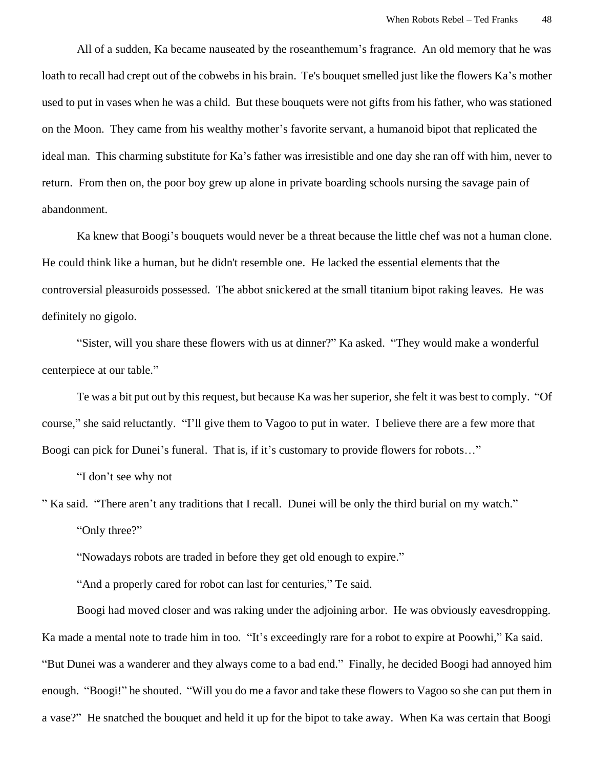All of a sudden, Ka became nauseated by the roseanthemum's fragrance. An old memory that he was loath to recall had crept out of the cobwebs in his brain. Te's bouquet smelled just like the flowers Ka's mother used to put in vases when he was a child. But these bouquets were not gifts from his father, who was stationed on the Moon. They came from his wealthy mother's favorite servant, a humanoid bipot that replicated the ideal man. This charming substitute for Ka's father was irresistible and one day she ran off with him, never to return. From then on, the poor boy grew up alone in private boarding schools nursing the savage pain of abandonment.

Ka knew that Boogi's bouquets would never be a threat because the little chef was not a human clone. He could think like a human, but he didn't resemble one. He lacked the essential elements that the controversial pleasuroids possessed. The abbot snickered at the small titanium bipot raking leaves. He was definitely no gigolo.

"Sister, will you share these flowers with us at dinner?" Ka asked. "They would make a wonderful centerpiece at our table."

Te was a bit put out by this request, but because Ka was her superior, she felt it was best to comply. "Of course," she said reluctantly. "I'll give them to Vagoo to put in water. I believe there are a few more that Boogi can pick for Dunei's funeral. That is, if it's customary to provide flowers for robots…"

"I don't see why not

" Ka said. "There aren't any traditions that I recall. Dunei will be only the third burial on my watch."

"Only three?"

"Nowadays robots are traded in before they get old enough to expire."

"And a properly cared for robot can last for centuries," Te said.

Boogi had moved closer and was raking under the adjoining arbor. He was obviously eavesdropping. Ka made a mental note to trade him in too. "It's exceedingly rare for a robot to expire at Poowhi," Ka said. "But Dunei was a wanderer and they always come to a bad end." Finally, he decided Boogi had annoyed him enough. "Boogi!" he shouted. "Will you do me a favor and take these flowers to Vagoo so she can put them in a vase?" He snatched the bouquet and held it up for the bipot to take away. When Ka was certain that Boogi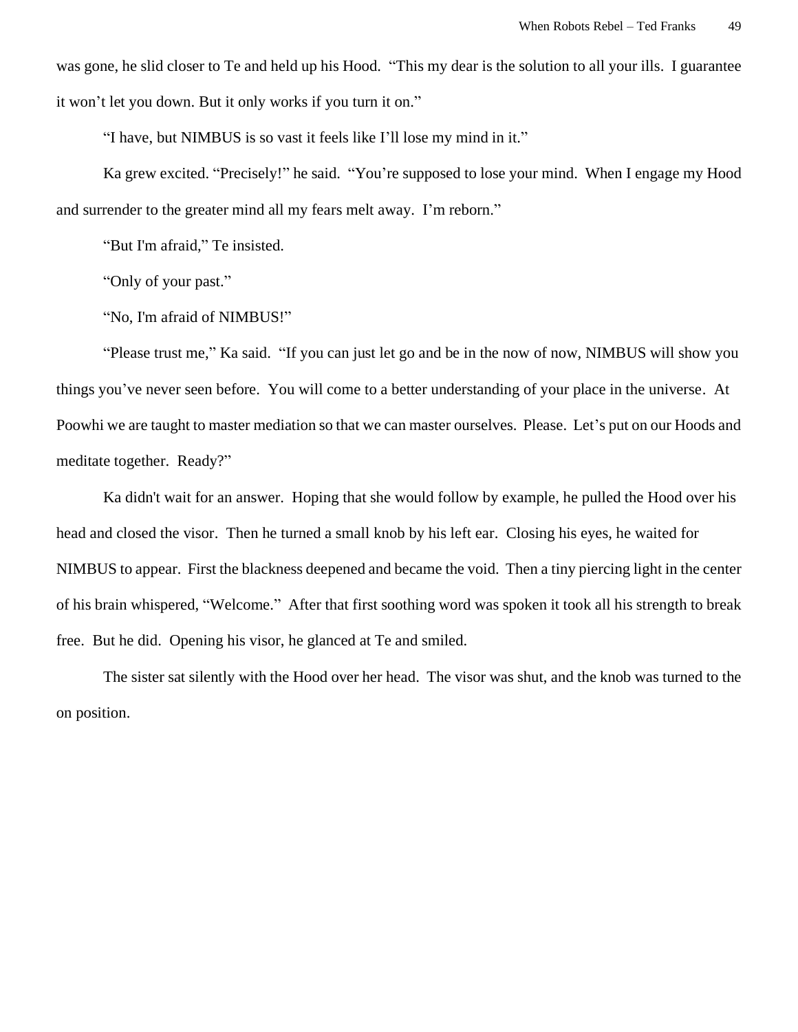was gone, he slid closer to Te and held up his Hood. "This my dear is the solution to all your ills. I guarantee it won't let you down. But it only works if you turn it on."

"I have, but NIMBUS is so vast it feels like I'll lose my mind in it."

Ka grew excited. "Precisely!" he said. "You're supposed to lose your mind. When I engage my Hood and surrender to the greater mind all my fears melt away. I'm reborn."

"But I'm afraid," Te insisted.

"Only of your past."

"No, I'm afraid of NIMBUS!"

"Please trust me," Ka said. "If you can just let go and be in the now of now, NIMBUS will show you things you've never seen before. You will come to a better understanding of your place in the universe. At Poowhi we are taught to master mediation so that we can master ourselves. Please. Let's put on our Hoods and meditate together. Ready?"

Ka didn't wait for an answer. Hoping that she would follow by example, he pulled the Hood over his head and closed the visor. Then he turned a small knob by his left ear. Closing his eyes, he waited for NIMBUS to appear. First the blackness deepened and became the void. Then a tiny piercing light in the center of his brain whispered, "Welcome." After that first soothing word was spoken it took all his strength to break free. But he did. Opening his visor, he glanced at Te and smiled.

The sister sat silently with the Hood over her head. The visor was shut, and the knob was turned to the on position.